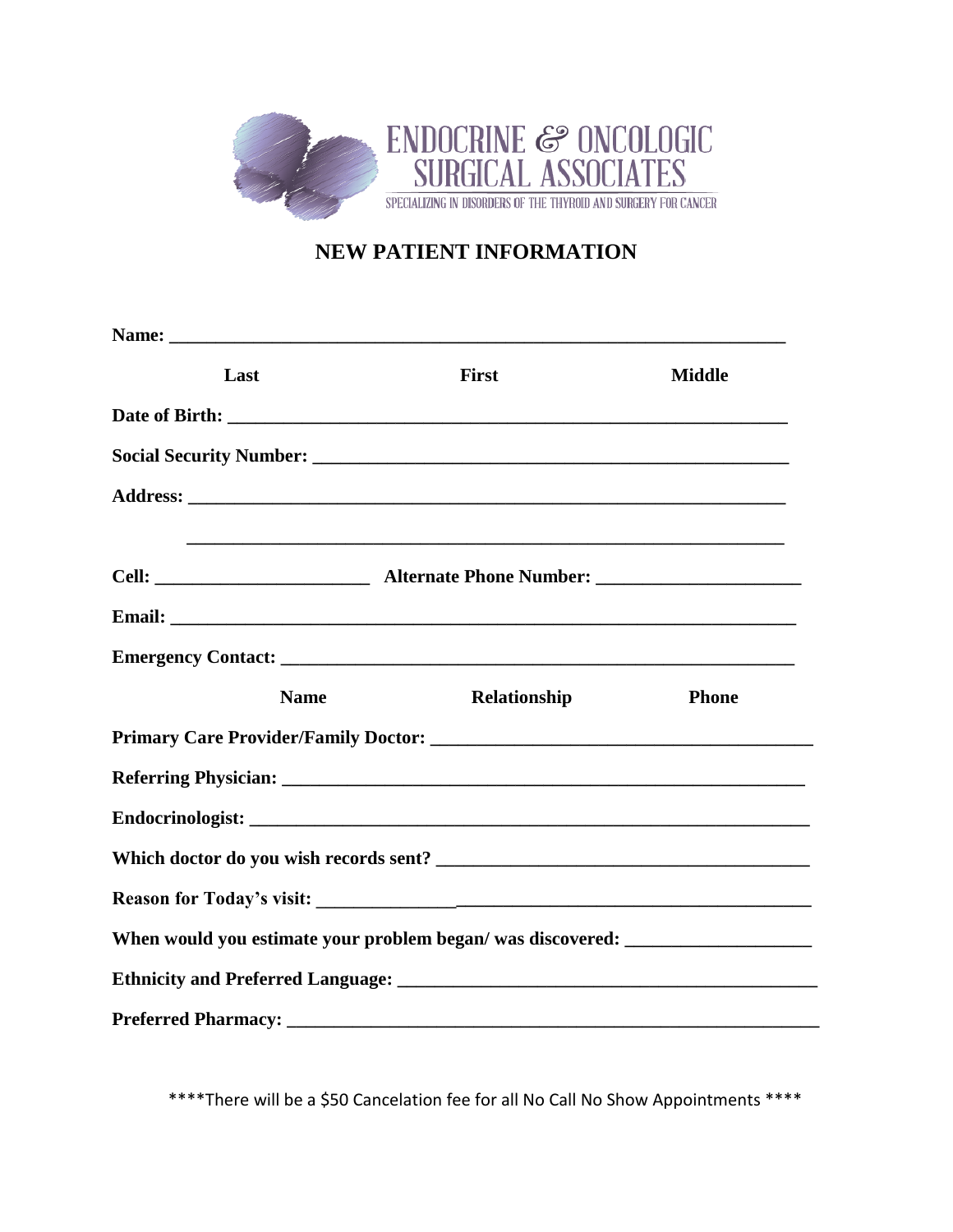ENDOCRINE & ONCOLOGIC SURGICAL ASSOCIATES

SPECIALIZING IN DISORDERS OF THE THYROID AND SURGERY FOR CANCER

## NEW PATIENT INFORMATION

**Name:** ___________________________________________________________________

**Last** **First** **Middle**

**Date of Birth:** _____________________________________________________________

**Social Security Number:** ____________________________________________________

**Address:** ________________________________________________________________

________________________________________________________________

**Cell:** _______________________ **Alternate Phone Number:** _____________________

**Email:** __________________________________________________________________

**Emergency Contact:** _______________________________________________________

**Name** **Relationship** **Phone**

**Primary Care Provider/Family Doctor:** _________________________________________

**Referring Physician:** _______________________________________________________

**Endocrinologist:** __________________________________________________________

**Which doctor do you wish records sent?** _______________________________________

**Reason for Today's visit:** ___________________________________________________

**When would you estimate your problem began/ was discovered:** ___________________

**Ethnicity and Preferred Language:** ____________________________________________

**Preferred Pharmacy:** _______________________________________________________

****There will be a $50 Cancelation fee for all No Call No Show Appointments ****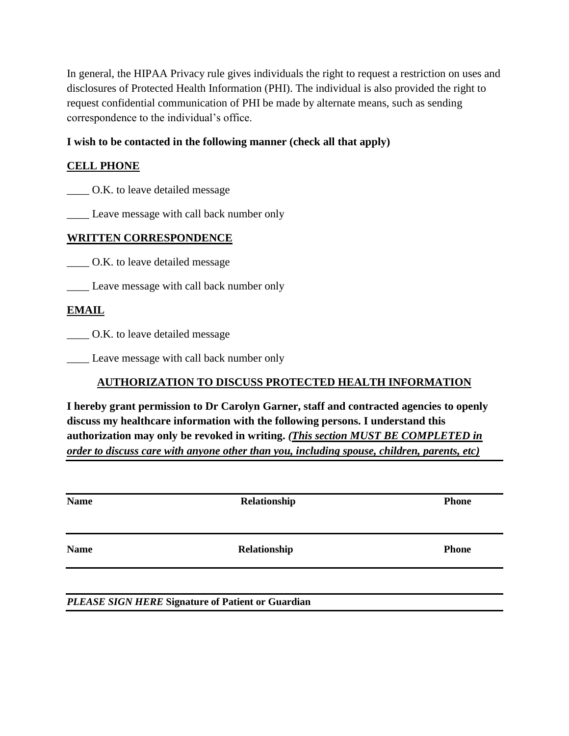In general, the HIPAA Privacy rule gives individuals the right to request a restriction on uses and disclosures of Protected Health Information (PHI). The individual is also provided the right to request confidential communication of PHI be made by alternate means, such as sending correspondence to the individual's office.

**I wish to be contacted in the following manner (check all that apply)**

**CELL PHONE**

____ O.K. to leave detailed message

____ Leave message with call back number only

**WRITTEN CORRESPONDENCE**

____ O.K. to leave detailed message

____ Leave message with call back number only

**EMAIL**

____ O.K. to leave detailed message

____ Leave message with call back number only

## AUTHORIZATION TO DISCUSS PROTECTED HEALTH INFORMATION

**I hereby grant permission to Dr Carolyn Garner, staff and contracted agencies to openly discuss my healthcare information with the following persons. I understand this authorization may only be revoked in writing.** ***(This section MUST BE COMPLETED in order to discuss care with anyone other than you, including spouse, children, parents, etc)***

| Name | Relationship | Phone |
|---|---|---|
| | | |
| **Name** | **Relationship** | **Phone** |
| | | |

***PLEASE SIGN HERE*** **Signature of Patient or Guardian**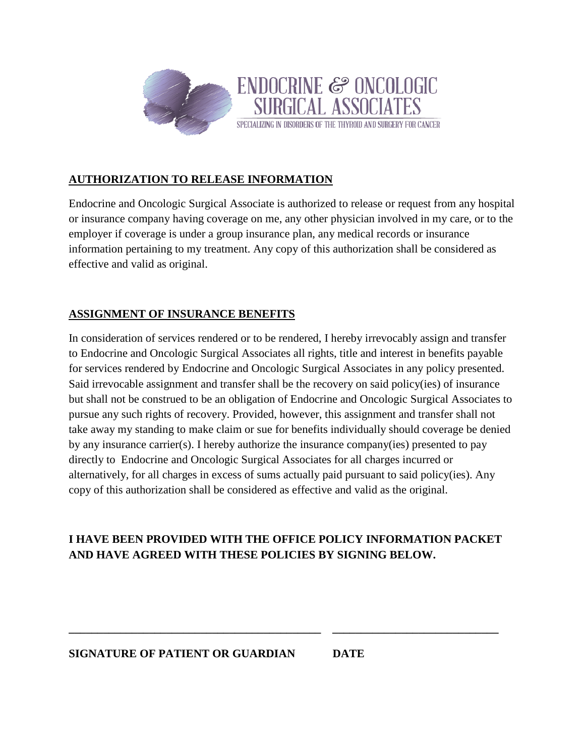ENDOCRINE & ONCOLOGIC SURGICAL ASSOCIATES

SPECIALIZING IN DISORDERS OF THE THYROID AND SURGERY FOR CANCER

## AUTHORIZATION TO RELEASE INFORMATION

Endocrine and Oncologic Surgical Associate is authorized to release or request from any hospital or insurance company having coverage on me, any other physician involved in my care, or to the employer if coverage is under a group insurance plan, any medical records or insurance information pertaining to my treatment. Any copy of this authorization shall be considered as effective and valid as original.

## ASSIGNMENT OF INSURANCE BENEFITS

In consideration of services rendered or to be rendered, I hereby irrevocably assign and transfer to Endocrine and Oncologic Surgical Associates all rights, title and interest in benefits payable for services rendered by Endocrine and Oncologic Surgical Associates in any policy presented. Said irrevocable assignment and transfer shall be the recovery on said policy(ies) of insurance but shall not be construed to be an obligation of Endocrine and Oncologic Surgical Associates to pursue any such rights of recovery. Provided, however, this assignment and transfer shall not take away my standing to make claim or sue for benefits individually should coverage be denied by any insurance carrier(s). I hereby authorize the insurance company(ies) presented to pay directly to Endocrine and Oncologic Surgical Associates for all charges incurred or alternatively, for all charges in excess of sums actually paid pursuant to said policy(ies). Any copy of this authorization shall be considered as effective and valid as the original.

**I HAVE BEEN PROVIDED WITH THE OFFICE POLICY INFORMATION PACKET AND HAVE AGREED WITH THESE POLICIES BY SIGNING BELOW.**

_____________________________________________ ____________________________

**SIGNATURE OF PATIENT OR GUARDIAN DATE**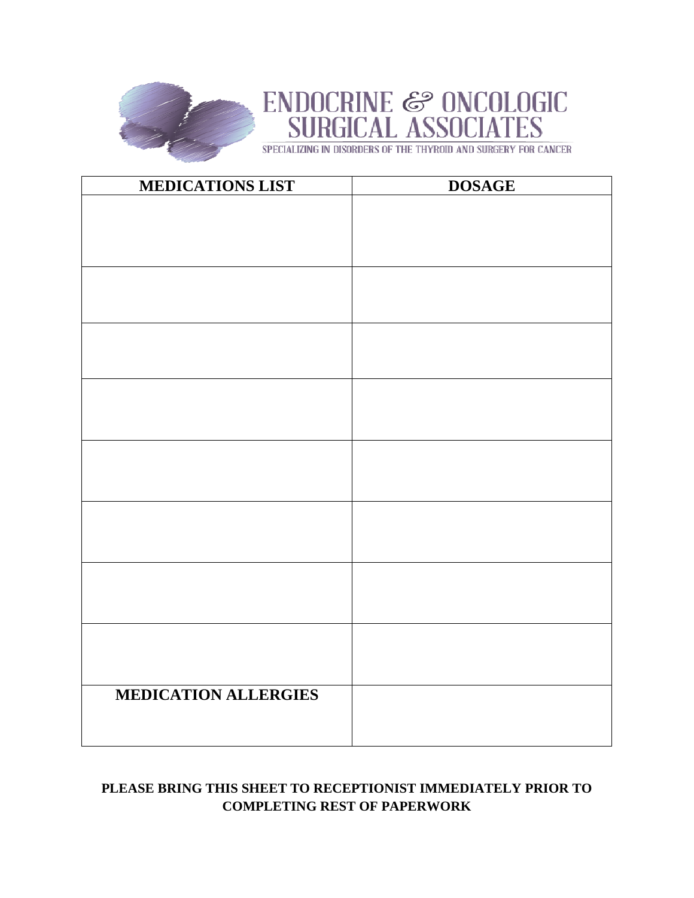# ENDOCRINE & ONCOLOGIC SURGICAL ASSOCIATES

SPECIALIZING IN DISORDERS OF THE THYROID AND SURGERY FOR CANCER

| MEDICATIONS LIST | DOSAGE |
| --- | --- |
| | |
| | |
| | |
| | |
| | |
| | |
| | |
| | |
| **MEDICATION ALLERGIES** | |

**PLEASE BRING THIS SHEET TO RECEPTIONIST IMMEDIATELY PRIOR TO COMPLETING REST OF PAPERWORK**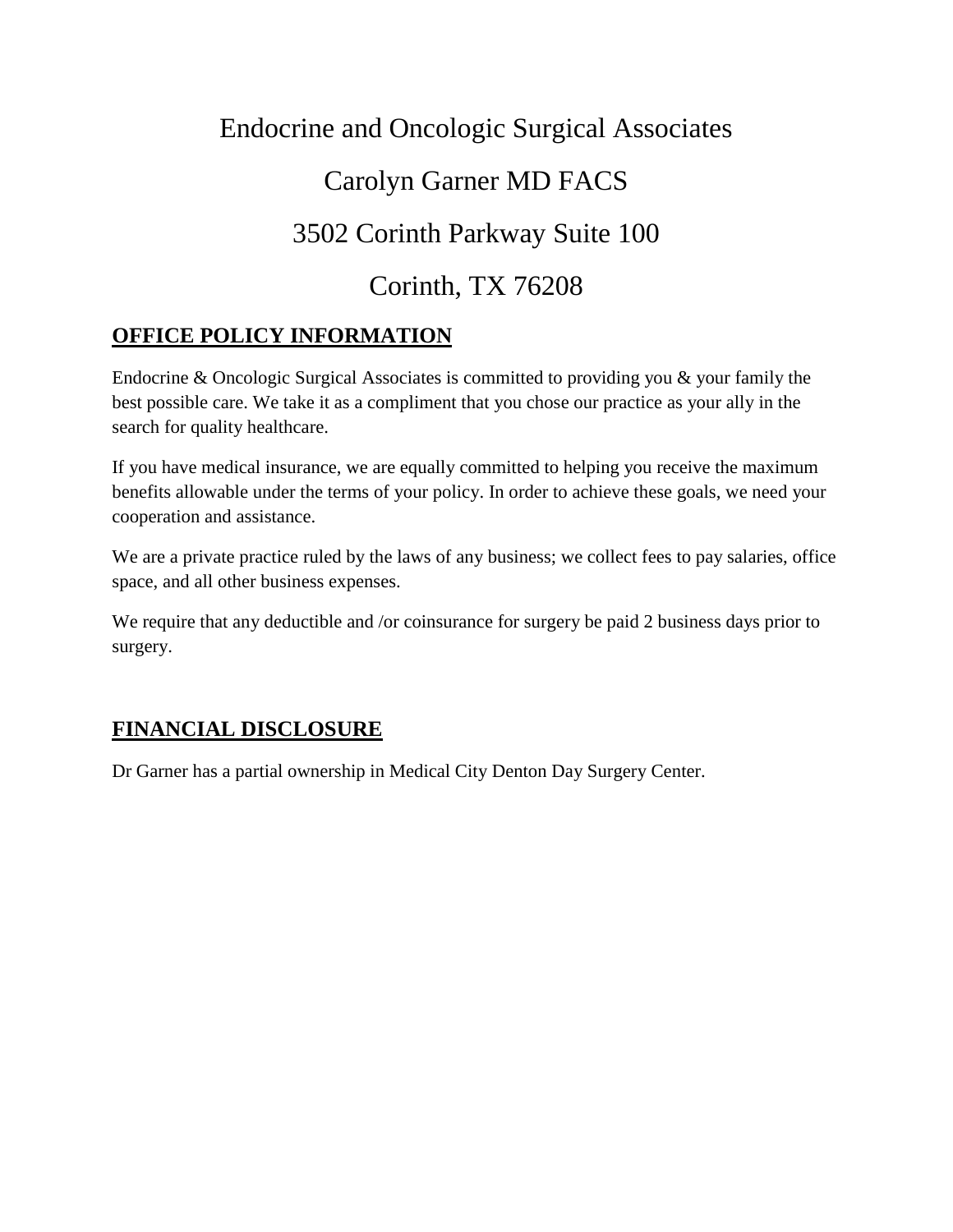# Endocrine and Oncologic Surgical Associates

# Carolyn Garner MD FACS

# 3502 Corinth Parkway Suite 100

# Corinth, TX 76208

## OFFICE POLICY INFORMATION

Endocrine & Oncologic Surgical Associates is committed to providing you & your family the best possible care. We take it as a compliment that you chose our practice as your ally in the search for quality healthcare.

If you have medical insurance, we are equally committed to helping you receive the maximum benefits allowable under the terms of your policy. In order to achieve these goals, we need your cooperation and assistance.

We are a private practice ruled by the laws of any business; we collect fees to pay salaries, office space, and all other business expenses.

We require that any deductible and /or coinsurance for surgery be paid 2 business days prior to surgery.

## FINANCIAL DISCLOSURE

Dr Garner has a partial ownership in Medical City Denton Day Surgery Center.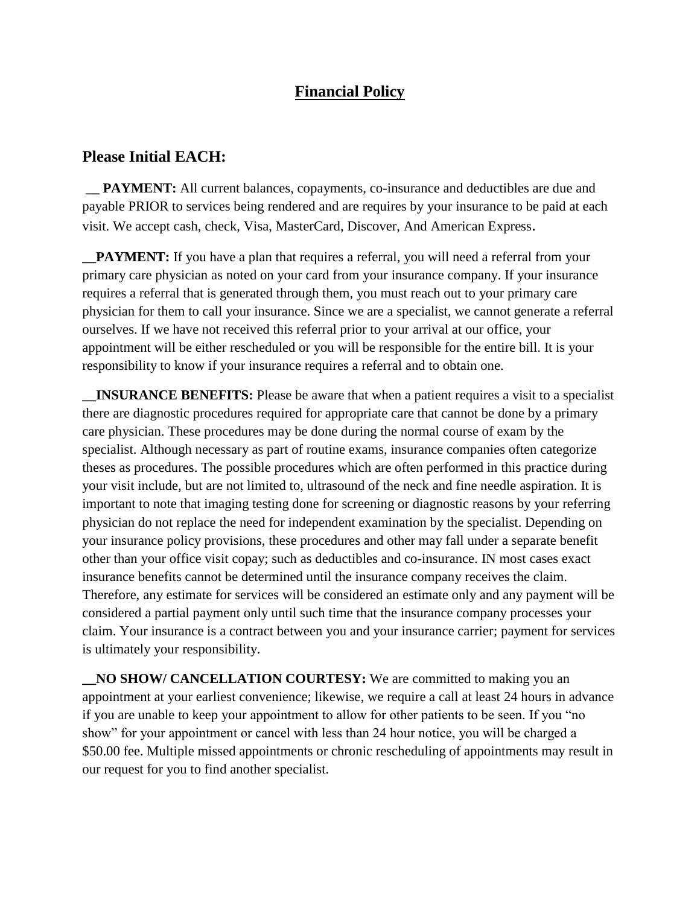# **Financial Policy**

## Please Initial EACH:

__ **PAYMENT:** All current balances, copayments, co-insurance and deductibles are due and payable PRIOR to services being rendered and are requires by your insurance to be paid at each visit. We accept cash, check, Visa, MasterCard, Discover, And American Express.

__**PAYMENT:** If you have a plan that requires a referral, you will need a referral from your primary care physician as noted on your card from your insurance company. If your insurance requires a referral that is generated through them, you must reach out to your primary care physician for them to call your insurance. Since we are a specialist, we cannot generate a referral ourselves. If we have not received this referral prior to your arrival at our office, your appointment will be either rescheduled or you will be responsible for the entire bill. It is your responsibility to know if your insurance requires a referral and to obtain one.

__**INSURANCE BENEFITS:** Please be aware that when a patient requires a visit to a specialist there are diagnostic procedures required for appropriate care that cannot be done by a primary care physician. These procedures may be done during the normal course of exam by the specialist. Although necessary as part of routine exams, insurance companies often categorize theses as procedures. The possible procedures which are often performed in this practice during your visit include, but are not limited to, ultrasound of the neck and fine needle aspiration. It is important to note that imaging testing done for screening or diagnostic reasons by your referring physician do not replace the need for independent examination by the specialist. Depending on your insurance policy provisions, these procedures and other may fall under a separate benefit other than your office visit copay; such as deductibles and co-insurance. IN most cases exact insurance benefits cannot be determined until the insurance company receives the claim. Therefore, any estimate for services will be considered an estimate only and any payment will be considered a partial payment only until such time that the insurance company processes your claim. Your insurance is a contract between you and your insurance carrier; payment for services is ultimately your responsibility.

__**NO SHOW/ CANCELLATION COURTESY:** We are committed to making you an appointment at your earliest convenience; likewise, we require a call at least 24 hours in advance if you are unable to keep your appointment to allow for other patients to be seen. If you "no show" for your appointment or cancel with less than 24 hour notice, you will be charged a $50.00 fee. Multiple missed appointments or chronic rescheduling of appointments may result in our request for you to find another specialist.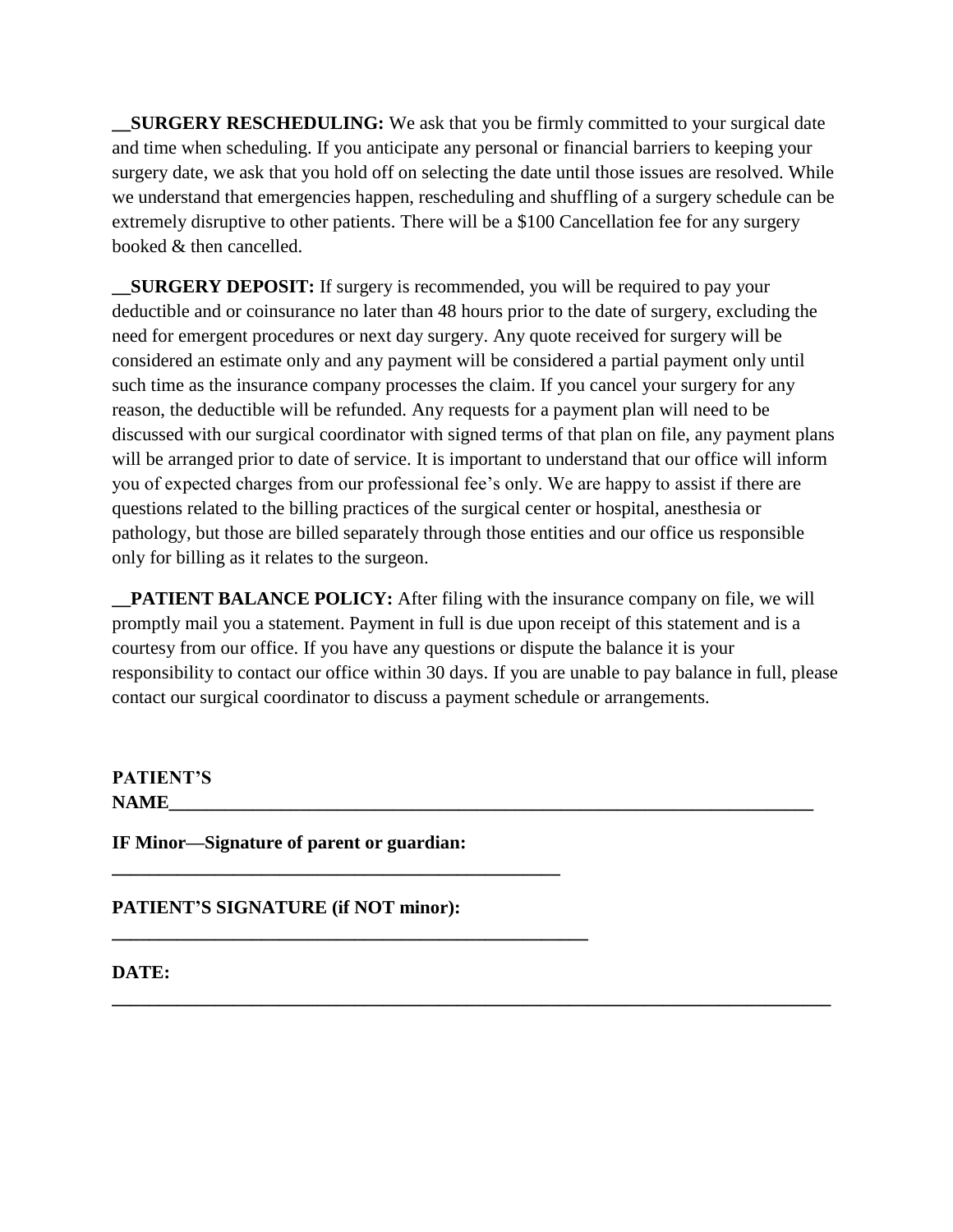__**SURGERY RESCHEDULING:** We ask that you be firmly committed to your surgical date and time when scheduling. If you anticipate any personal or financial barriers to keeping your surgery date, we ask that you hold off on selecting the date until those issues are resolved. While we understand that emergencies happen, rescheduling and shuffling of a surgery schedule can be extremely disruptive to other patients. There will be a $100 Cancellation fee for any surgery booked & then cancelled.

__**SURGERY DEPOSIT:** If surgery is recommended, you will be required to pay your deductible and or coinsurance no later than 48 hours prior to the date of surgery, excluding the need for emergent procedures or next day surgery. Any quote received for surgery will be considered an estimate only and any payment will be considered a partial payment only until such time as the insurance company processes the claim. If you cancel your surgery for any reason, the deductible will be refunded. Any requests for a payment plan will need to be discussed with our surgical coordinator with signed terms of that plan on file, any payment plans will be arranged prior to date of service. It is important to understand that our office will inform you of expected charges from our professional fee's only. We are happy to assist if there are questions related to the billing practices of the surgical center or hospital, anesthesia or pathology, but those are billed separately through those entities and our office us responsible only for billing as it relates to the surgeon.

__**PATIENT BALANCE POLICY:** After filing with the insurance company on file, we will promptly mail you a statement. Payment in full is due upon receipt of this statement and is a courtesy from our office. If you have any questions or dispute the balance it is your responsibility to contact our office within 30 days. If you are unable to pay balance in full, please contact our surgical coordinator to discuss a payment schedule or arrangements.

**PATIENT'S NAME**______________________________________________________________

**IF Minor—Signature of parent or guardian:**
__________________________________________

**PATIENT'S SIGNATURE (if NOT minor):**
____________________________________________

**DATE:**
__________________________________________________________________